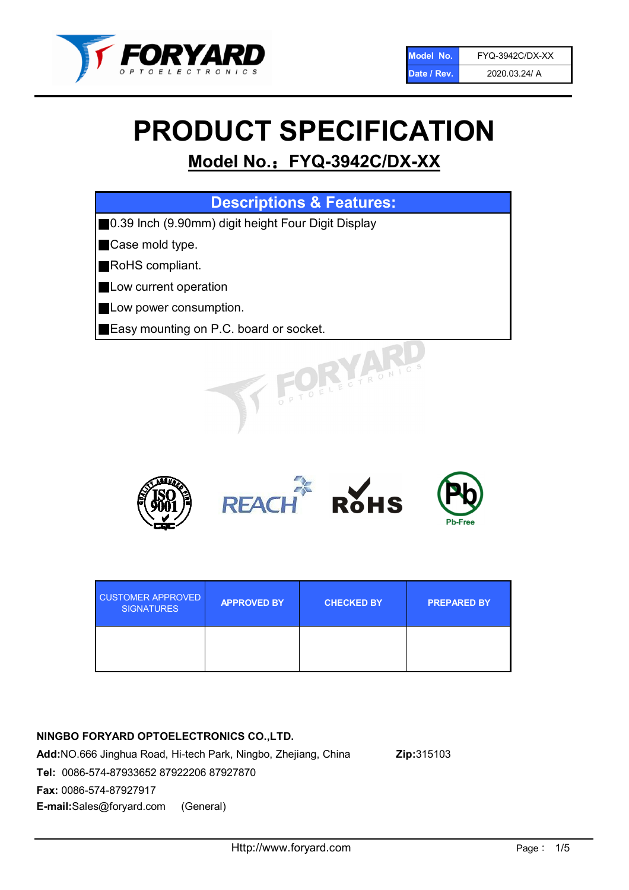| Model No. | FYQ-3942C/DX-XX |
| --- | --- |
| Date / Rev. | 2020.03.24/ A |

# PRODUCT SPECIFICATION

## Model No.：FYQ-3942C/DX-XX

| Descriptions & Features: |
| --- |
| ■0.39 Inch (9.90mm) digit height Four Digit Display |
| ■Case mold type. |
| ■RoHS compliant. |
| ■Low current operation |
| ■Low power consumption. |
| ■Easy mounting on P.C. board or socket. |

| CUSTOMER APPROVED SIGNATURES | APPROVED BY | CHECKED BY | PREPARED BY |
| --- | --- | --- | --- |
| | | | |

**NINGBO FORYARD OPTOELECTRONICS CO.,LTD.**

**Add:**NO.666 Jinghua Road, Hi-tech Park, Ningbo, Zhejiang, China **Zip:**315103

**Tel:** 0086-574-87933652 87922206 87927870

**Fax:** 0086-574-87927917

**E-mail:**Sales@foryard.com (General)

Http://www.foryard.com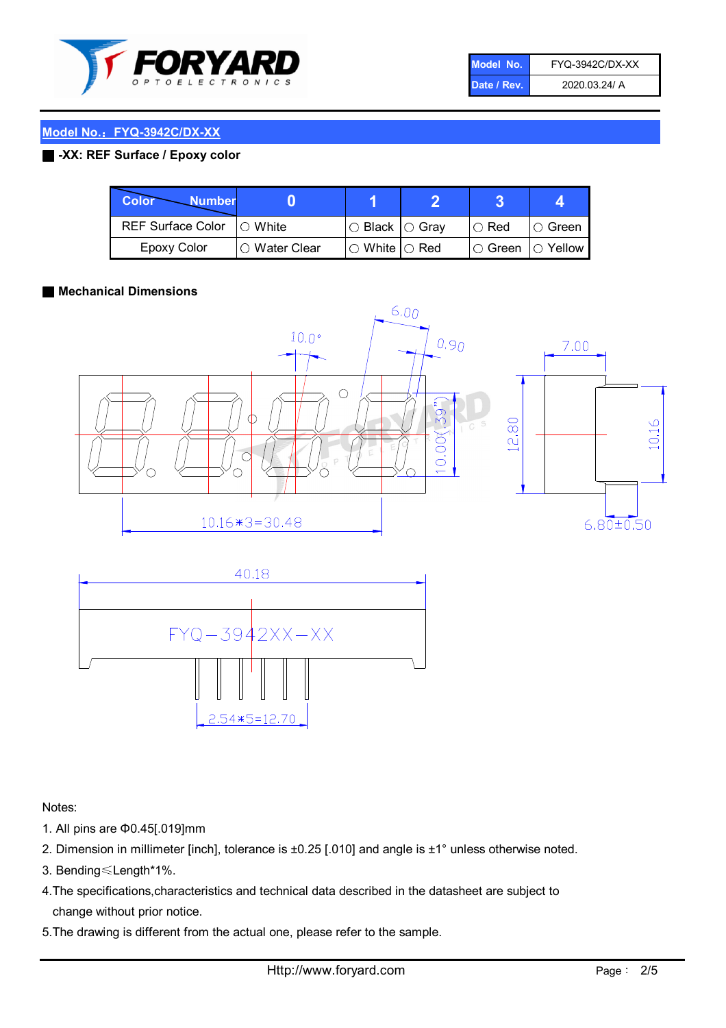| Model No. | FYQ-3942C/DX-XX |
|---|---|
| Date / Rev. | 2020.03.24/ A |

## Model No.：FYQ-3942C/DX-XX

### -XX: REF Surface / Epoxy color

| Color \ Number | 0 | 1 | 2 | 3 | 4 |
|---|---|---|---|---|---|
| REF Surface Color | ○ White | ○ Black | ○ Gray | ○ Red | ○ Green |
| Epoxy Color | ○ Water Clear | ○ White | ○ Red | ○ Green | ○ Yellow |

### Mechanical Dimensions

6.00
10.0°
0.90
7.00
10.00(.39")
12.80
10.16
10.16*3=30.48
6.80±0.50
40.18
FYQ-3942XX-XX
2.54*5=12.70

Notes:

1. All pins are Φ0.45[.019]mm
2. Dimension in millimeter [inch], tolerance is ±0.25 [.010] and angle is ±1° unless otherwise noted.
3. Bending≤Length*1%.
4. The specifications,characteristics and technical data described in the datasheet are subject to change without prior notice.
5. The drawing is different from the actual one, please refer to the sample.

Http://www.foryard.com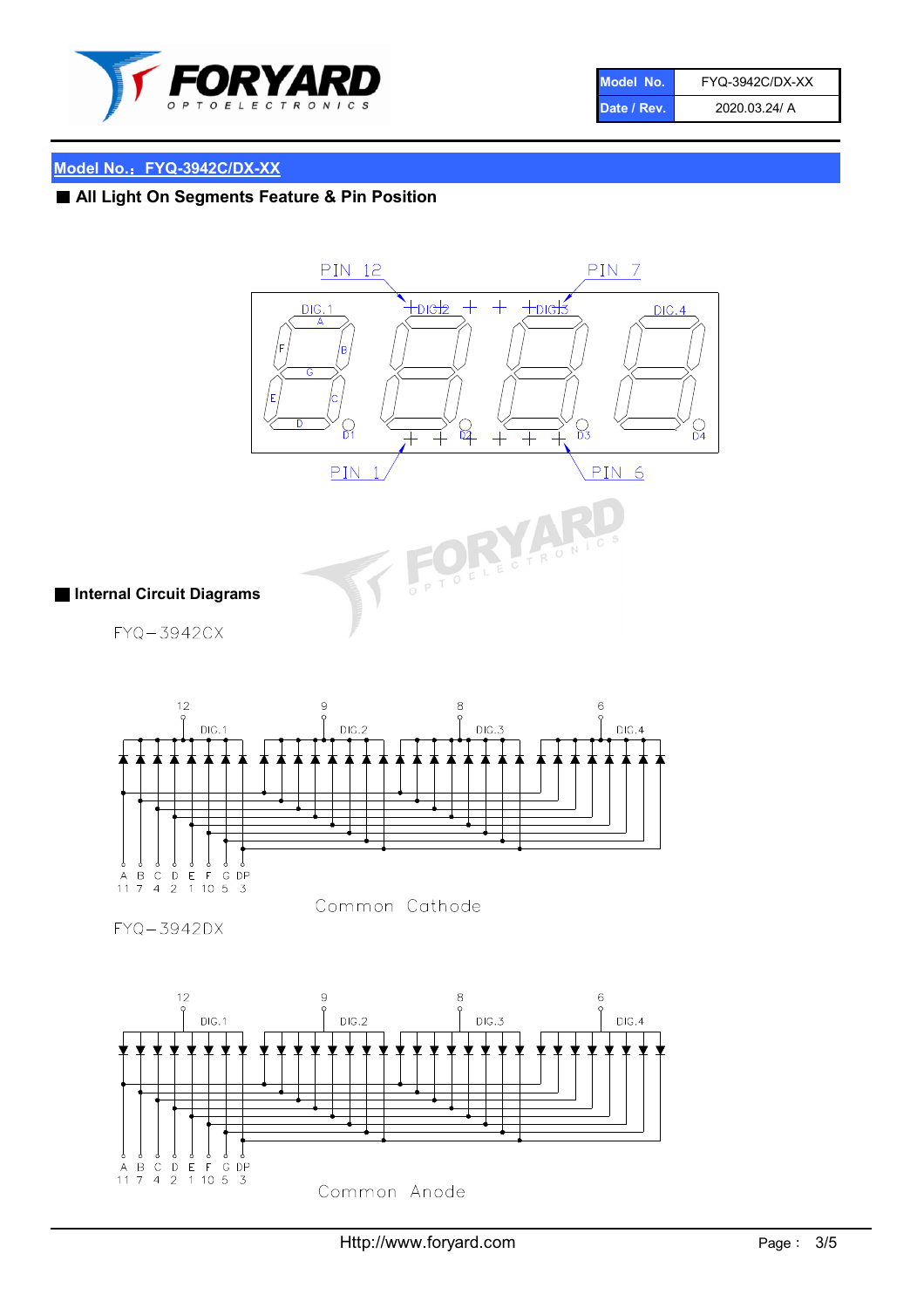## Model No.：FYQ-3942C/DX-XX

### ■ All Light On Segments Feature & Pin Position

PIN 12 PIN 7

DIG.1 DIG.2 DIG.3 DIG.4

A B C D E F G D1 D2 D3 D4

PIN 1 PIN 6

### ■ Internal Circuit Diagrams

FYQ−3942CX

12 9 8 6

DIG.1 DIG.2 DIG.3 DIG.4

| A | B | C | D | E | F | G | DP |
|---|---|---|---|---|---|---|---|
| 11 | 7 | 4 | 2 | 1 | 10 | 5 | 3 |

Common Cathode

FYQ−3942DX

12 9 8 6

DIG.1 DIG.2 DIG.3 DIG.4

| A | B | C | D | E | F | G | DP |
|---|---|---|---|---|---|---|---|
| 11 | 7 | 4 | 2 | 1 | 10 | 5 | 3 |

Common Anode

Http://www.foryard.com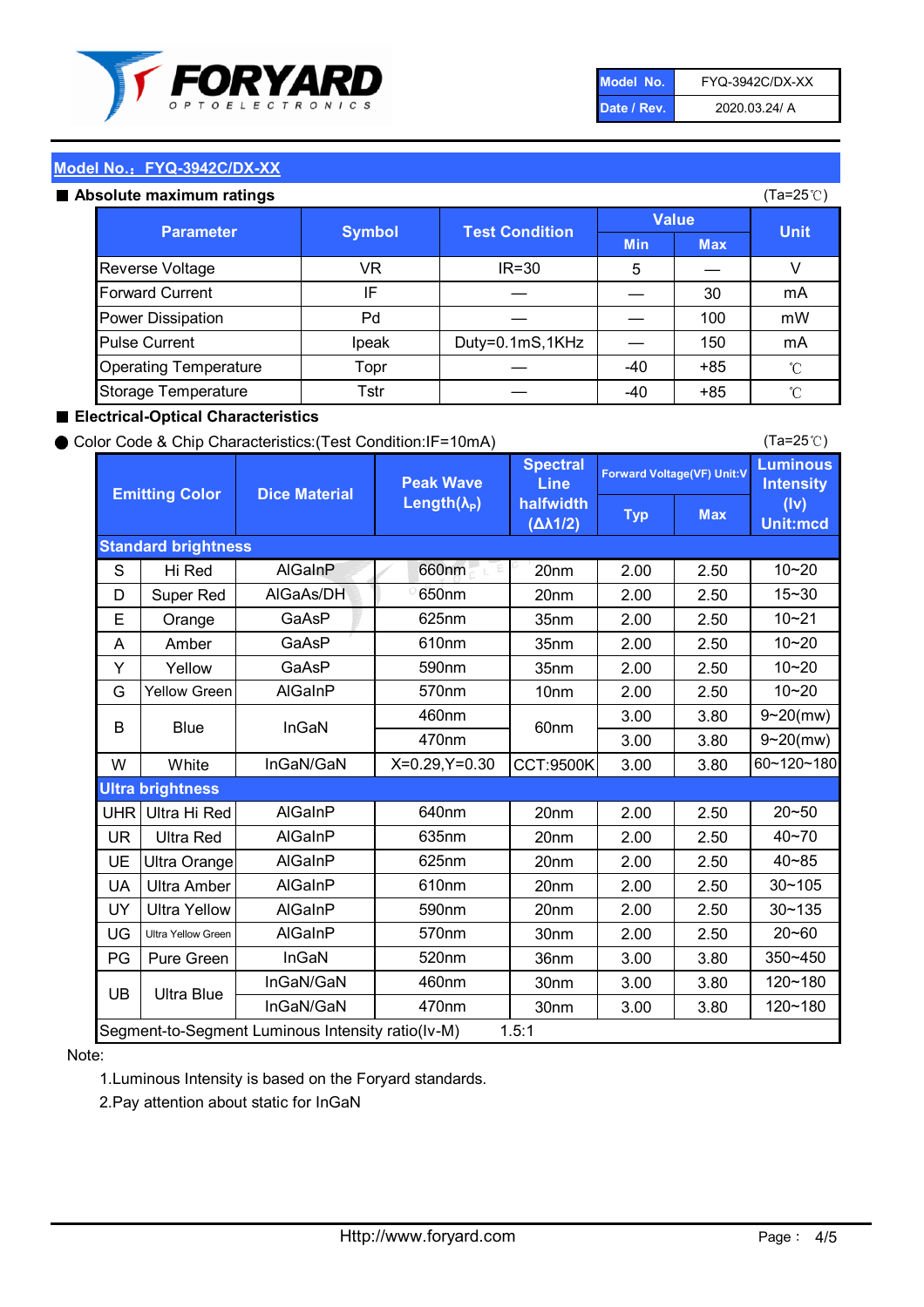| Model No. | FYQ-3942C/DX-XX |
|---|---|
| Date / Rev. | 2020.03.24/ A |

## Model No.：FYQ-3942C/DX-XX

### ■ Absolute maximum ratings

(Ta=25℃)

| Parameter | Symbol | Test Condition | Value | | Unit |
|---|---|---|---|---|---|
| | | | Min | Max | |
| Reverse Voltage | VR | IR=30 | 5 | — | V |
| Forward Current | IF | — | — | 30 | mA |
| Power Dissipation | Pd | — | — | 100 | mW |
| Pulse Current | Ipeak | Duty=0.1mS,1KHz | — | 150 | mA |
| Operating Temperature | Topr | — | -40 | +85 | ℃ |
| Storage Temperature | Tstr | — | -40 | +85 | ℃ |

### ■ Electrical-Optical Characteristics

● Color Code & Chip Characteristics:(Test Condition:IF=10mA)

(Ta=25℃)

| Emitting Color | | Dice Material | Peak Wave Length($\lambda_P$) | Spectral Line halfwidth ($\Delta\lambda 1/2$) | Forward Voltage(VF) Unit:V | | Luminous Intensity (Iv) Unit:mcd |
|---|---|---|---|---|---|---|---|
| | | | | | Typ | Max | |
| **Standard brightness** | | | | | | | |
| S | Hi Red | AlGaInP | 660nm | 20nm | 2.00 | 2.50 | 10~20 |
| D | Super Red | AlGaAs/DH | 650nm | 20nm | 2.00 | 2.50 | 15~30 |
| E | Orange | GaAsP | 625nm | 35nm | 2.00 | 2.50 | 10~21 |
| A | Amber | GaAsP | 610nm | 35nm | 2.00 | 2.50 | 10~20 |
| Y | Yellow | GaAsP | 590nm | 35nm | 2.00 | 2.50 | 10~20 |
| G | Yellow Green | AlGaInP | 570nm | 10nm | 2.00 | 2.50 | 10~20 |
| B | Blue | InGaN | 460nm | 60nm | 3.00 | 3.80 | 9~20(mw) |
| | | | 470nm | | 3.00 | 3.80 | 9~20(mw) |
| W | White | InGaN/GaN | X=0.29,Y=0.30 | CCT:9500K | 3.00 | 3.80 | 60~120~180 |
| **Ultra brightness** | | | | | | | |
| UHR | Ultra Hi Red | AlGaInP | 640nm | 20nm | 2.00 | 2.50 | 20~50 |
| UR | Ultra Red | AlGaInP | 635nm | 20nm | 2.00 | 2.50 | 40~70 |
| UE | Ultra Orange | AlGaInP | 625nm | 20nm | 2.00 | 2.50 | 40~85 |
| UA | Ultra Amber | AlGaInP | 610nm | 20nm | 2.00 | 2.50 | 30~105 |
| UY | Ultra Yellow | AlGaInP | 590nm | 20nm | 2.00 | 2.50 | 30~135 |
| UG | Ultra Yellow Green | AlGaInP | 570nm | 30nm | 2.00 | 2.50 | 20~60 |
| PG | Pure Green | InGaN | 520nm | 36nm | 3.00 | 3.80 | 350~450 |
| UB | Ultra Blue | InGaN/GaN | 460nm | 30nm | 3.00 | 3.80 | 120~180 |
| | | InGaN/GaN | 470nm | 30nm | 3.00 | 3.80 | 120~180 |
| Segment-to-Segment Luminous Intensity ratio(Iv-M) | | | 1.5:1 | | | | |

Note:

1.Luminous Intensity is based on the Foryard standards.

2.Pay attention about static for InGaN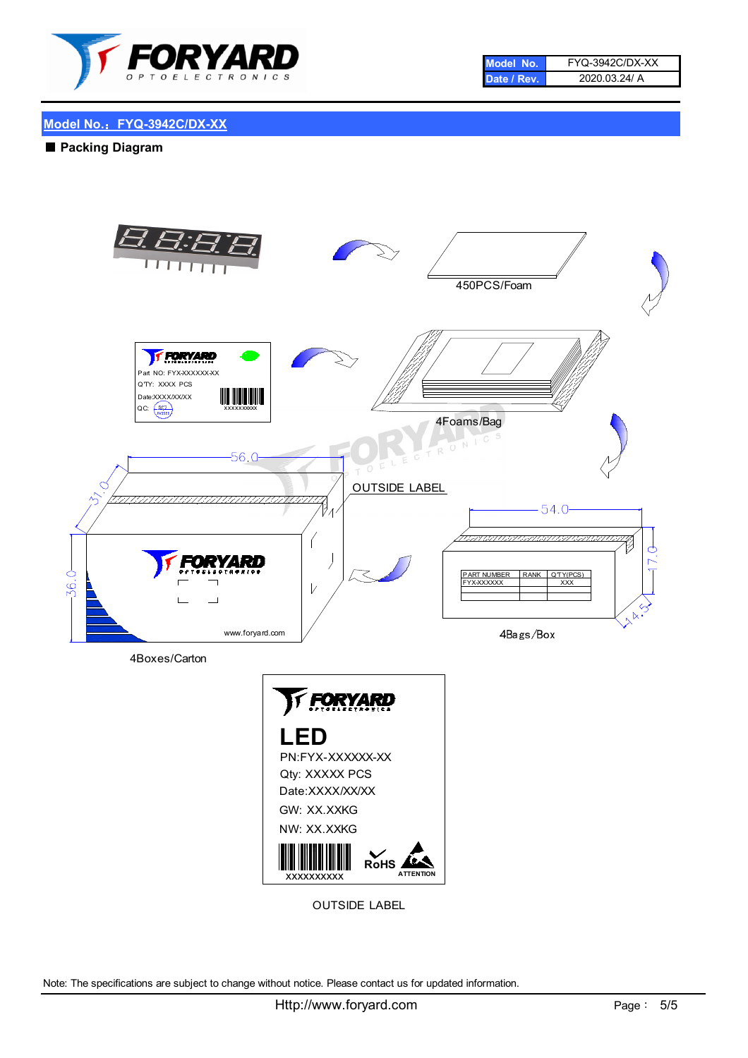| Model No. | FYQ-3942C/DX-XX |
| --- | --- |
| Date / Rev. | 2020.03.24/ A |

## Model No.：FYQ-3942C/DX-XX

■ **Packing Diagram**

450PCS/Foam

Part NO: FYX-XXXXXXX-XX
Q'TY: XXXX PCS
Date:XXXX/XX/XX
QC:

4Foams/Bag

56.0

31.0

36.0

OUTSIDE LABEL

www.foryard.com

4Boxes/Carton

54.0

17.0

14.5

| PART NUMBER | RANK | Q'TY(PCS) |
| --- | --- | --- |
| FYX-XXXXXX | | XXX |
| | | |
| | | |

4Bags/Box

**LED**

PN:FYX-XXXXXX-XX

Qty: XXXXX PCS

Date:XXXX/XX/XX

GW: XX.XXKG

NW: XX.XXKG

XXXXXXXXXX

RoHS

ATTENTION

OUTSIDE LABEL

Note: The specifications are subject to change without notice. Please contact us for updated information.

Http://www.foryard.com